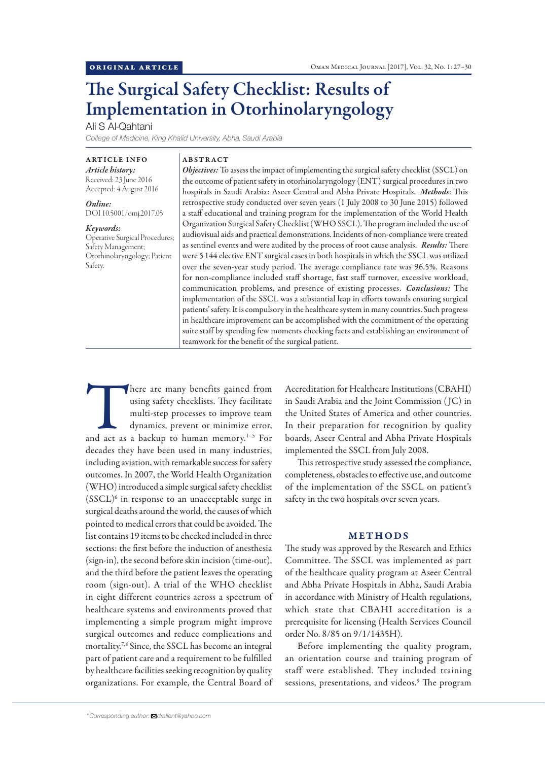ORIGINAL ARTICLE

# The Surgical Safety Checklist: Results of Implementation in Otorhinolaryngology

Ali S Al-Qahtani

*College of Medicine, King Khalid University, Abha, Saudi Arabia*

**ARTICLE INFO**

*Article history:*
Received: 23 June 2016
Accepted: 4 August 2016

*Online:*
DOI 10.5001/omj.2017.05

*Keywords:*
Operative Surgical Procedures; Safety Management; Otorhinolaryngology; Patient Safety.

**ABSTRACT**

***Objectives:*** To assess the impact of implementing the surgical safety checklist (SSCL) on the outcome of patient safety in otorhinolaryngology (ENT) surgical procedures in two hospitals in Saudi Arabia: Aseer Central and Abha Private Hospitals. ***Methods***: This retrospective study conducted over seven years (1 July 2008 to 30 June 2015) followed a staff educational and training program for the implementation of the World Health Organization Surgical Safety Checklist (WHO SSCL). The program included the use of audiovisual aids and practical demonstrations. Incidents of non-compliance were treated as sentinel events and were audited by the process of root cause analysis. ***Results:*** There were 5 144 elective ENT surgical cases in both hospitals in which the SSCL was utilized over the seven-year study period. The average compliance rate was 96.5%. Reasons for non-compliance included staff shortage, fast staff turnover, excessive workload, communication problems, and presence of existing processes. ***Conclusions:*** The implementation of the SSCL was a substantial leap in efforts towards ensuring surgical patients' safety. It is compulsory in the healthcare system in many countries. Such progress in healthcare improvement can be accomplished with the commitment of the operating suite staff by spending few moments checking facts and establishing an environment of teamwork for the benefit of the surgical patient.

There are many benefits gained from using safety checklists. They facilitate multi-step processes to improve team dynamics, prevent or minimize error, and act as a backup to human memory.[1–5] For decades they have been used in many industries, including aviation, with remarkable success for safety outcomes. In 2007, the World Health Organization (WHO) introduced a simple surgical safety checklist (SSCL)[6] in response to an unacceptable surge in surgical deaths around the world, the causes of which pointed to medical errors that could be avoided. The list contains 19 items to be checked included in three sections: the first before the induction of anesthesia (sign-in), the second before skin incision (time-out), and the third before the patient leaves the operating room (sign-out). A trial of the WHO checklist in eight different countries across a spectrum of healthcare systems and environments proved that implementing a simple program might improve surgical outcomes and reduce complications and mortality.[7,8] Since, the SSCL has become an integral part of patient care and a requirement to be fulfilled by healthcare facilities seeking recognition by quality organizations. For example, the Central Board of Accreditation for Healthcare Institutions (CBAHI) in Saudi Arabia and the Joint Commission (JC) in the United States of America and other countries. In their preparation for recognition by quality boards, Aseer Central and Abha Private Hospitals implemented the SSCL from July 2008.

This retrospective study assessed the compliance, completeness, obstacles to effective use, and outcome of the implementation of the SSCL on patient's safety in the two hospitals over seven years.

## METHODS

The study was approved by the Research and Ethics Committee. The SSCL was implemented as part of the healthcare quality program at Aseer Central and Abha Private Hospitals in Abha, Saudi Arabia in accordance with Ministry of Health regulations, which state that CBAHI accreditation is a prerequisite for licensing (Health Services Council order No. 8/85 on 9/1/1435H).

Before implementing the quality program, an orientation course and training program of staff were established. They included training sessions, presentations, and videos.[9] The program

*Corresponding author: dralient@yahoo.com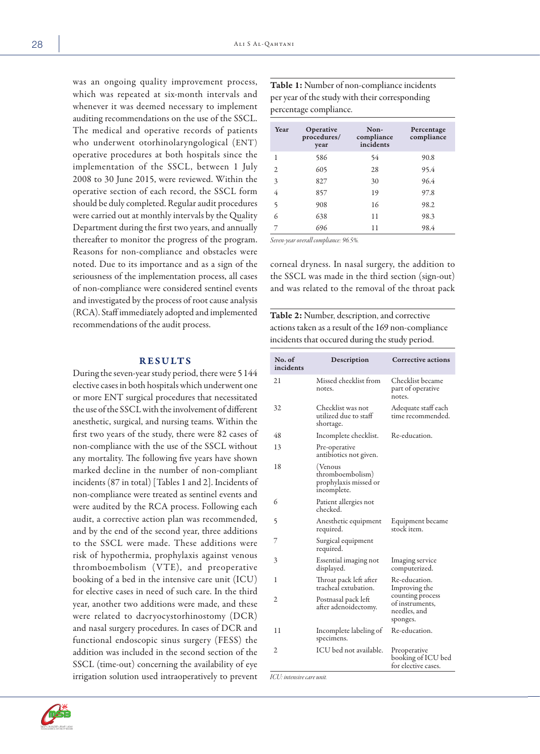was an ongoing quality improvement process, which was repeated at six-month intervals and whenever it was deemed necessary to implement auditing recommendations on the use of the SSCL. The medical and operative records of patients who underwent otorhinolaryngological (ENT) operative procedures at both hospitals since the implementation of the SSCL, between 1 July 2008 to 30 June 2015, were reviewed. Within the operative section of each record, the SSCL form should be duly completed. Regular audit procedures were carried out at monthly intervals by the Quality Department during the first two years, and annually thereafter to monitor the progress of the program. Reasons for non-compliance and obstacles were noted. Due to its importance and as a sign of the seriousness of the implementation process, all cases of non-compliance were considered sentinel events and investigated by the process of root cause analysis (RCA). Staff immediately adopted and implemented recommendations of the audit process.

## RESULTS

During the seven-year study period, there were 5 144 elective cases in both hospitals which underwent one or more ENT surgical procedures that necessitated the use of the SSCL with the involvement of different anesthetic, surgical, and nursing teams. Within the first two years of the study, there were 82 cases of non-compliance with the use of the SSCL without any mortality. The following five years have shown marked decline in the number of non-compliant incidents (87 in total) [Tables 1 and 2]. Incidents of non-compliance were treated as sentinel events and were audited by the RCA process. Following each audit, a corrective action plan was recommended, and by the end of the second year, three additions to the SSCL were made. These additions were risk of hypothermia, prophylaxis against venous thromboembolism (VTE), and preoperative booking of a bed in the intensive care unit (ICU) for elective cases in need of such care. In the third year, another two additions were made, and these were related to dacryocystorhinostomy (DCR) and nasal surgery procedures. In cases of DCR and functional endoscopic sinus surgery (FESS) the addition was included in the second section of the SSCL (time-out) concerning the availability of eye irrigation solution used intraoperatively to prevent corneal dryness. In nasal surgery, the addition to the SSCL was made in the third section (sign-out) and was related to the removal of the throat pack

**Table 1:** Number of non-compliance incidents per year of the study with their corresponding percentage compliance.

| Year | Operative procedures/ year | Non-compliance incidents | Percentage compliance |
|---|---|---|---|
| 1 | 586 | 54 | 90.8 |
| 2 | 605 | 28 | 95.4 |
| 3 | 827 | 30 | 96.4 |
| 4 | 857 | 19 | 97.8 |
| 5 | 908 | 16 | 98.2 |
| 6 | 638 | 11 | 98.3 |
| 7 | 696 | 11 | 98.4 |

*Seven-year overall compliance: 96.5%.*

**Table 2:** Number, description, and corrective actions taken as a result of the 169 non-compliance incidents that occured during the study period.

| No. of incidents | Description | Corrective actions |
|---|---|---|
| 21 | Missed checklist from notes. | Checklist became part of operative notes. |
| 32 | Checklist was not utilized due to staff shortage. | Adequate staff each time recommended. |
| 48 | Incomplete checklist. | Re-education. |
| 13 | Pre-operative antibiotics not given. | |
| 18 | (Venous thromboembolism) prophylaxis missed or incomplete. | |
| 6 | Patient allergies not checked. | |
| 5 | Anesthetic equipment required. | Equipment became stock item. |
| 7 | Surgical equipment required. | |
| 3 | Essential imaging not displayed. | Imaging service computerized. |
| 1 | Throat pack left after tracheal extubation. | Re-education. Improving the counting process of instruments, needles, and sponges. |
| 2 | Postnasal pack left after adenoidectomy. | |
| 11 | Incomplete labeling of specimens. | Re-education. |
| 2 | ICU bed not available. | Preoperative booking of ICU bed for elective cases. |

*ICU: intensive care unit.*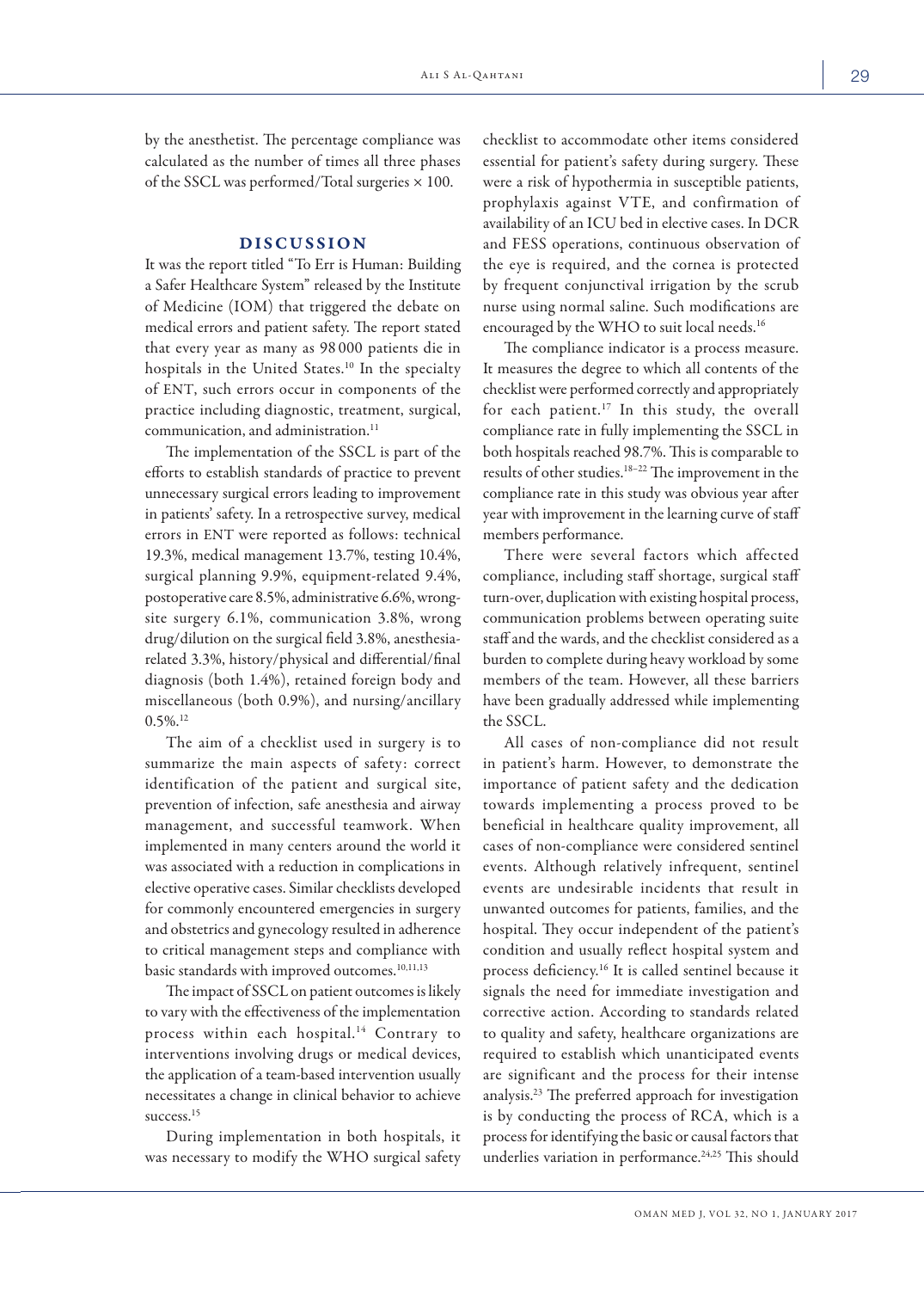by the anesthetist. The percentage compliance was calculated as the number of times all three phases of the SSCL was performed/Total surgeries × 100.

## DISCUSSION

It was the report titled "To Err is Human: Building a Safer Healthcare System" released by the Institute of Medicine (IOM) that triggered the debate on medical errors and patient safety. The report stated that every year as many as 98 000 patients die in hospitals in the United States.[10] In the specialty of ENT, such errors occur in components of the practice including diagnostic, treatment, surgical, communication, and administration.[11]

The implementation of the SSCL is part of the efforts to establish standards of practice to prevent unnecessary surgical errors leading to improvement in patients' safety. In a retrospective survey, medical errors in ENT were reported as follows: technical 19.3%, medical management 13.7%, testing 10.4%, surgical planning 9.9%, equipment-related 9.4%, postoperative care 8.5%, administrative 6.6%, wrong-site surgery 6.1%, communication 3.8%, wrong drug/dilution on the surgical field 3.8%, anesthesia-related 3.3%, history/physical and differential/final diagnosis (both 1.4%), retained foreign body and miscellaneous (both 0.9%), and nursing/ancillary 0.5%.[12]

The aim of a checklist used in surgery is to summarize the main aspects of safety: correct identification of the patient and surgical site, prevention of infection, safe anesthesia and airway management, and successful teamwork. When implemented in many centers around the world it was associated with a reduction in complications in elective operative cases. Similar checklists developed for commonly encountered emergencies in surgery and obstetrics and gynecology resulted in adherence to critical management steps and compliance with basic standards with improved outcomes.[10,11,13]

The impact of SSCL on patient outcomes is likely to vary with the effectiveness of the implementation process within each hospital.[14] Contrary to interventions involving drugs or medical devices, the application of a team-based intervention usually necessitates a change in clinical behavior to achieve success.[15]

During implementation in both hospitals, it was necessary to modify the WHO surgical safety checklist to accommodate other items considered essential for patient's safety during surgery. These were a risk of hypothermia in susceptible patients, prophylaxis against VTE, and confirmation of availability of an ICU bed in elective cases. In DCR and FESS operations, continuous observation of the eye is required, and the cornea is protected by frequent conjunctival irrigation by the scrub nurse using normal saline. Such modifications are encouraged by the WHO to suit local needs.[16]

The compliance indicator is a process measure. It measures the degree to which all contents of the checklist were performed correctly and appropriately for each patient.[17] In this study, the overall compliance rate in fully implementing the SSCL in both hospitals reached 98.7%. This is comparable to results of other studies.[18–22] The improvement in the compliance rate in this study was obvious year after year with improvement in the learning curve of staff members performance.

There were several factors which affected compliance, including staff shortage, surgical staff turn-over, duplication with existing hospital process, communication problems between operating suite staff and the wards, and the checklist considered as a burden to complete during heavy workload by some members of the team. However, all these barriers have been gradually addressed while implementing the SSCL.

All cases of non-compliance did not result in patient's harm. However, to demonstrate the importance of patient safety and the dedication towards implementing a process proved to be beneficial in healthcare quality improvement, all cases of non-compliance were considered sentinel events. Although relatively infrequent, sentinel events are undesirable incidents that result in unwanted outcomes for patients, families, and the hospital. They occur independent of the patient's condition and usually reflect hospital system and process deficiency.[16] It is called sentinel because it signals the need for immediate investigation and corrective action. According to standards related to quality and safety, healthcare organizations are required to establish which unanticipated events are significant and the process for their intense analysis.[23] The preferred approach for investigation is by conducting the process of RCA, which is a process for identifying the basic or causal factors that underlies variation in performance.[24,25] This should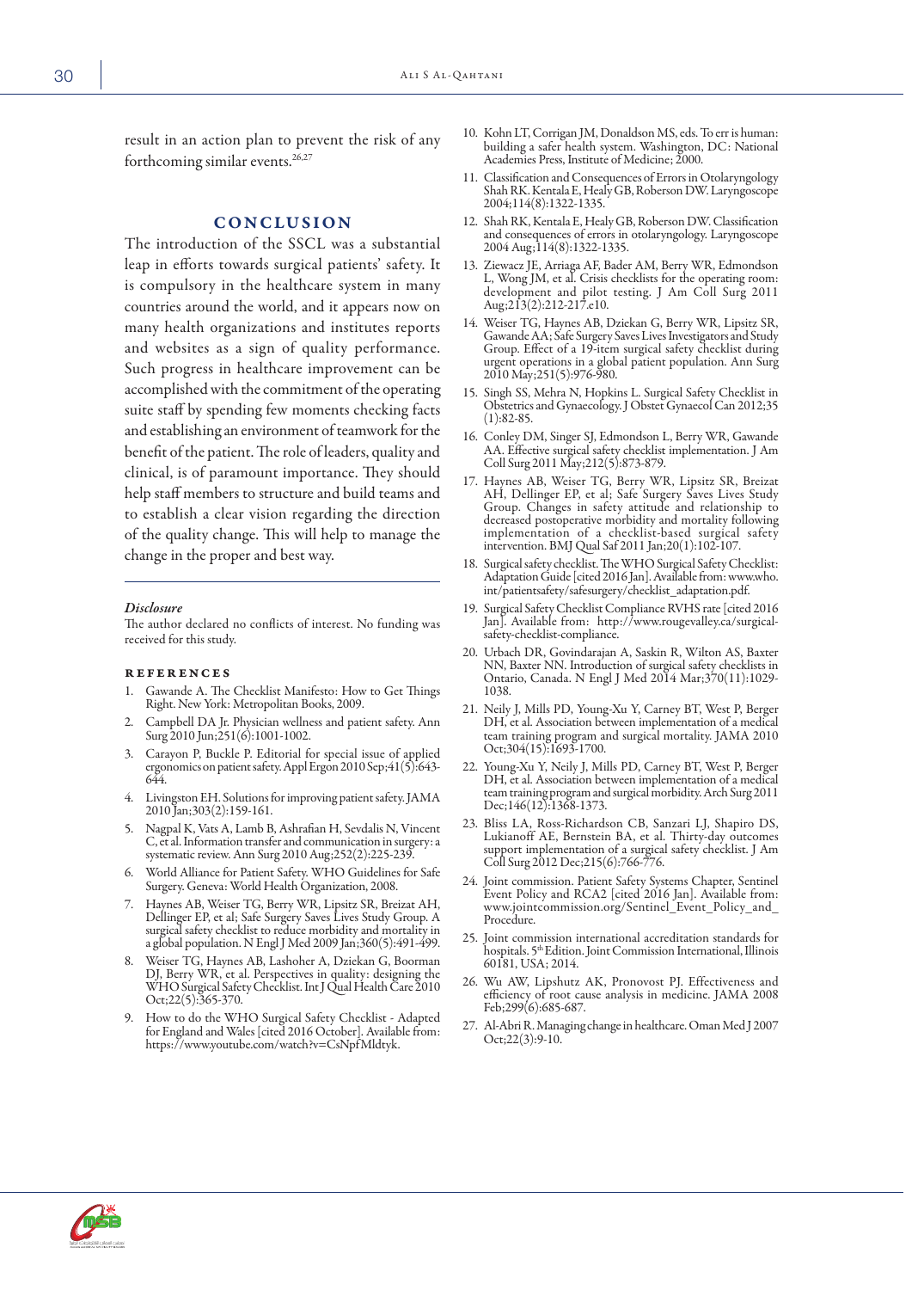result in an action plan to prevent the risk of any forthcoming similar events.[26,27]

## CONCLUSION

The introduction of the SSCL was a substantial leap in efforts towards surgical patients' safety. It is compulsory in the healthcare system in many countries around the world, and it appears now on many health organizations and institutes reports and websites as a sign of quality performance. Such progress in healthcare improvement can be accomplished with the commitment of the operating suite staff by spending few moments checking facts and establishing an environment of teamwork for the benefit of the patient. The role of leaders, quality and clinical, is of paramount importance. They should help staff members to structure and build teams and to establish a clear vision regarding the direction of the quality change. This will help to manage the change in the proper and best way.

### *Disclosure*

The author declared no conflicts of interest. No funding was received for this study.

## REFERENCES

1. Gawande A. The Checklist Manifesto: How to Get Things Right. New York: Metropolitan Books, 2009.
2. Campbell DA Jr. Physician wellness and patient safety. Ann Surg 2010 Jun;251(6):1001-1002.
3. Carayon P, Buckle P. Editorial for special issue of applied ergonomics on patient safety. Appl Ergon 2010 Sep;41(5):643-644.
4. Livingston EH. Solutions for improving patient safety. JAMA 2010 Jan;303(2):159-161.
5. Nagpal K, Vats A, Lamb B, Ashrafian H, Sevdalis N, Vincent C, et al. Information transfer and communication in surgery: a systematic review. Ann Surg 2010 Aug;252(2):225-239.
6. World Alliance for Patient Safety. WHO Guidelines for Safe Surgery. Geneva: World Health Organization, 2008.
7. Haynes AB, Weiser TG, Berry WR, Lipsitz SR, Breizat AH, Dellinger EP, et al; Safe Surgery Saves Lives Study Group. A surgical safety checklist to reduce morbidity and mortality in a global population. N Engl J Med 2009 Jan;360(5):491-499.
8. Weiser TG, Haynes AB, Lashoher A, Dziekan G, Boorman DJ, Berry WR, et al. Perspectives in quality: designing the WHO Surgical Safety Checklist. Int J Qual Health Care 2010 Oct;22(5):365-370.
9. How to do the WHO Surgical Safety Checklist - Adapted for England and Wales [cited 2016 October]. Available from: https://www.youtube.com/watch?v=CsNpfMldtyk.
10. Kohn LT, Corrigan JM, Donaldson MS, eds. To err is human: building a safer health system. Washington, DC: National Academies Press, Institute of Medicine; 2000.
11. Classification and Consequences of Errors in Otolaryngology Shah RK. Kentala E, Healy GB, Roberson DW. Laryngoscope 2004;114(8):1322-1335.
12. Shah RK, Kentala E, Healy GB, Roberson DW. Classification and consequences of errors in otolaryngology. Laryngoscope 2004 Aug;114(8):1322-1335.
13. Ziewacz JE, Arriaga AF, Bader AM, Berry WR, Edmondson L, Wong JM, et al. Crisis checklists for the operating room: development and pilot testing. J Am Coll Surg 2011 Aug;213(2):212-217.e10.
14. Weiser TG, Haynes AB, Dziekan G, Berry WR, Lipsitz SR, Gawande AA; Safe Surgery Saves Lives Investigators and Study Group. Effect of a 19-item surgical safety checklist during urgent operations in a global patient population. Ann Surg 2010 May;251(5):976-980.
15. Singh SS, Mehra N, Hopkins L. Surgical Safety Checklist in Obstetrics and Gynaecology. J Obstet Gynaecol Can 2012;35(1):82-85.
16. Conley DM, Singer SJ, Edmondson L, Berry WR, Gawande AA. Effective surgical safety checklist implementation. J Am Coll Surg 2011 May;212(5):873-879.
17. Haynes AB, Weiser TG, Berry WR, Lipsitz SR, Breizat AH, Dellinger EP, et al; Safe Surgery Saves Lives Study Group. Changes in safety attitude and relationship to decreased postoperative morbidity and mortality following implementation of a checklist-based surgical safety intervention. BMJ Qual Saf 2011 Jan;20(1):102-107.
18. Surgical safety checklist. The WHO Surgical Safety Checklist: Adaptation Guide [cited 2016 Jan]. Available from: www.who.int/patientsafety/safesurgery/checklist_adaptation.pdf.
19. Surgical Safety Checklist Compliance RVHS rate [cited 2016 Jan]. Available from: http://www.rougevalley.ca/surgical-safety-checklist-compliance.
20. Urbach DR, Govindarajan A, Saskin R, Wilton AS, Baxter NN, Baxter NN. Introduction of surgical safety checklists in Ontario, Canada. N Engl J Med 2014 Mar;370(11):1029-1038.
21. Neily J, Mills PD, Young-Xu Y, Carney BT, West P, Berger DH, et al. Association between implementation of a medical team training program and surgical mortality. JAMA 2010 Oct;304(15):1693-1700.
22. Young-Xu Y, Neily J, Mills PD, Carney BT, West P, Berger DH, et al. Association between implementation of a medical team training program and surgical morbidity. Arch Surg 2011 Dec;146(12):1368-1373.
23. Bliss LA, Ross-Richardson CB, Sanzari LJ, Shapiro DS, Lukianoff AE, Bernstein BA, et al. Thirty-day outcomes support implementation of a surgical safety checklist. J Am Coll Surg 2012 Dec;215(6):766-776.
24. Joint commission. Patient Safety Systems Chapter, Sentinel Event Policy and RCA2 [cited 2016 Jan]. Available from: www.jointcommission.org/Sentinel_Event_Policy_and_Procedure.
25. Joint commission international accreditation standards for hospitals. 5th Edition. Joint Commission International, Illinois 60181, USA; 2014.
26. Wu AW, Lipshutz AK, Pronovost PJ. Effectiveness and efficiency of root cause analysis in medicine. JAMA 2008 Feb;299(6):685-687.
27. Al-Abri R. Managing change in healthcare. Oman Med J 2007 Oct;22(3):9-10.